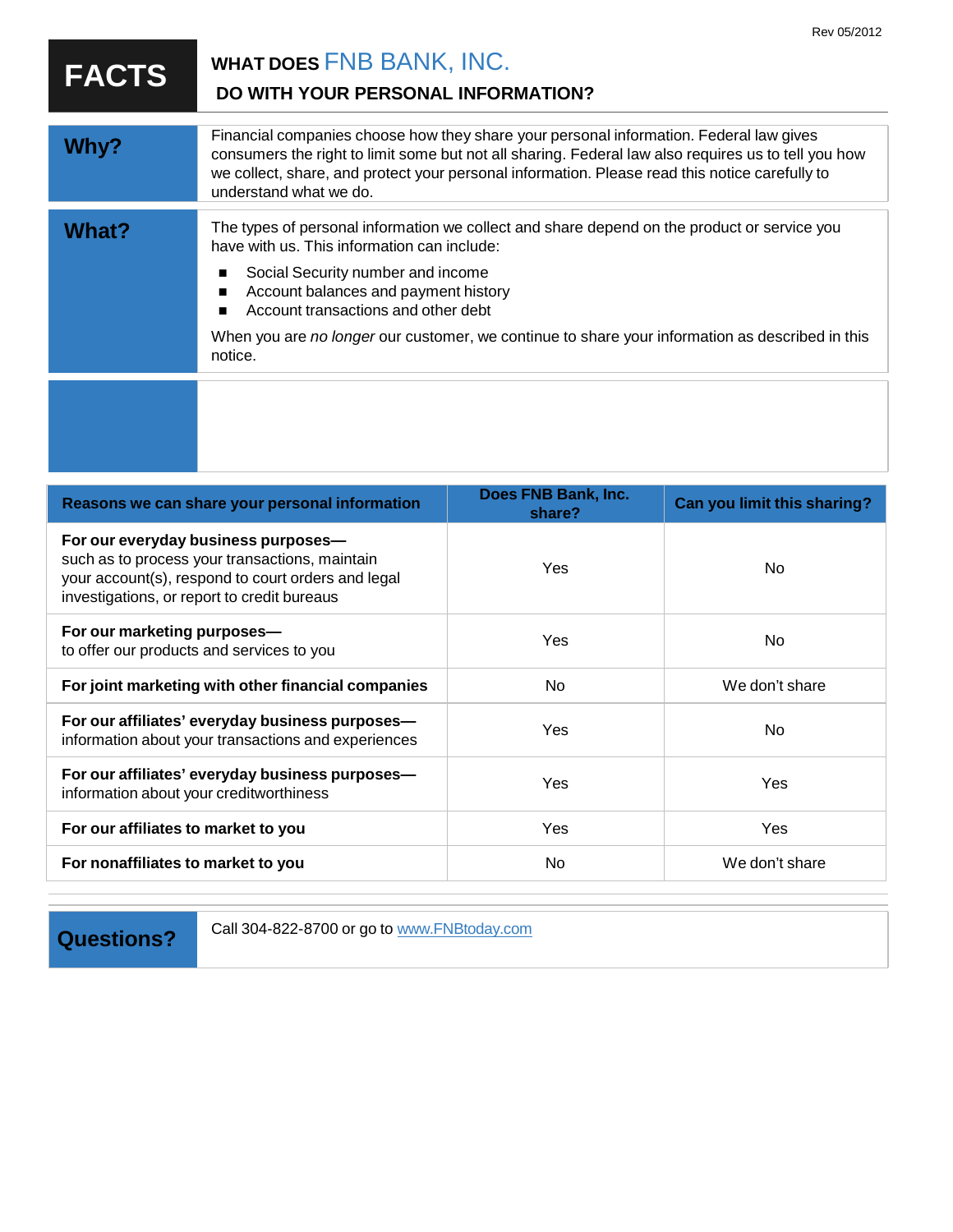Rev 05/2012

# FACTS

## WHAT DOES FNB BANK, INC. DO WITH YOUR PERSONAL INFORMATION?

| | |
|---|---|
| **Why?** | Financial companies choose how they share your personal information. Federal law gives consumers the right to limit some but not all sharing. Federal law also requires us to tell you how we collect, share, and protect your personal information. Please read this notice carefully to understand what we do. |
| **What?** | The types of personal information we collect and share depend on the product or service you have with us. This information can include:<br>■ Social Security number and income<br>■ Account balances and payment history<br>■ Account transactions and other debt<br><br>When you are *no longer* our customer, we continue to share your information as described in this notice. |
| | |

| Reasons we can share your personal information | Does FNB Bank, Inc. share? | Can you limit this sharing? |
|---|---|---|
| **For our everyday business purposes—** such as to process your transactions, maintain your account(s), respond to court orders and legal investigations, or report to credit bureaus | Yes | No |
| **For our marketing purposes—** to offer our products and services to you | Yes | No |
| **For joint marketing with other financial companies** | No | We don't share |
| **For our affiliates' everyday business purposes—** information about your transactions and experiences | Yes | No |
| **For our affiliates' everyday business purposes—** information about your creditworthiness | Yes | Yes |
| **For our affiliates to market to you** | Yes | Yes |
| **For nonaffiliates to market to you** | No | We don't share |

| | |
|---|---|
| **Questions?** | Call 304-822-8700 or go to www.FNBtoday.com |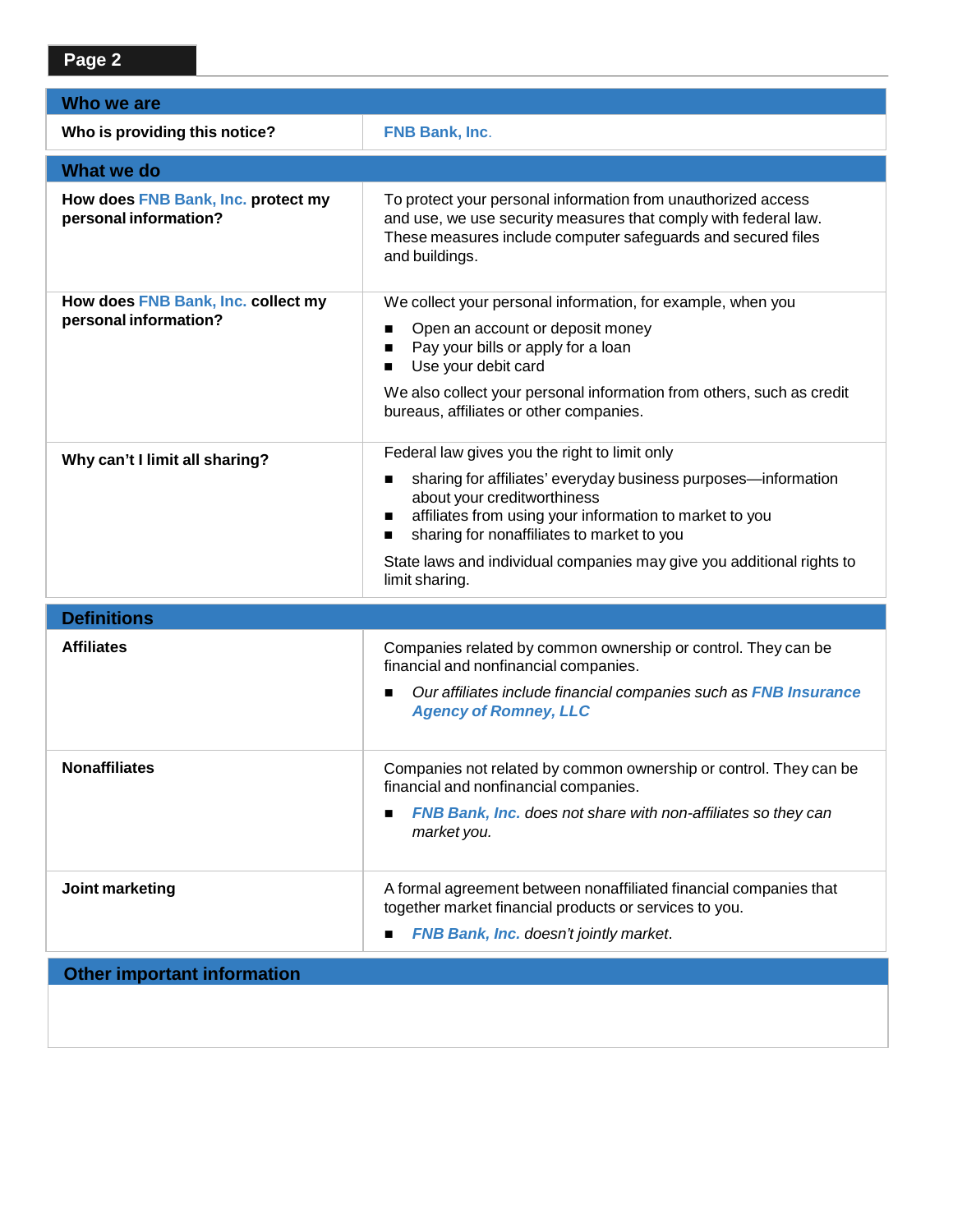| Who we are | |
|---|---|
| **Who is providing this notice?** | FNB Bank, Inc. |

| What we do | |
|---|---|
| **How does FNB Bank, Inc. protect my personal information?** | To protect your personal information from unauthorized access and use, we use security measures that comply with federal law. These measures include computer safeguards and secured files and buildings. |
| **How does FNB Bank, Inc. collect my personal information?** | We collect your personal information, for example, when you<br>■ Open an account or deposit money<br>■ Pay your bills or apply for a loan<br>■ Use your debit card<br><br>We also collect your personal information from others, such as credit bureaus, affiliates or other companies. |
| **Why can't I limit all sharing?** | Federal law gives you the right to limit only<br>■ sharing for affiliates' everyday business purposes—information about your creditworthiness<br>■ affiliates from using your information to market to you<br>■ sharing for nonaffiliates to market to you<br><br>State laws and individual companies may give you additional rights to limit sharing. |

| Definitions | |
|---|---|
| **Affiliates** | Companies related by common ownership or control. They can be financial and nonfinancial companies.<br>■ *Our affiliates include financial companies such as* ***FNB Insurance Agency of Romney, LLC*** |
| **Nonaffiliates** | Companies not related by common ownership or control. They can be financial and nonfinancial companies.<br>■ ***FNB Bank, Inc.*** *does not share with non-affiliates so they can market you.* |
| **Joint marketing** | A formal agreement between nonaffiliated financial companies that together market financial products or services to you.<br>■ ***FNB Bank, Inc.*** *doesn't jointly market.* |

## Other important information